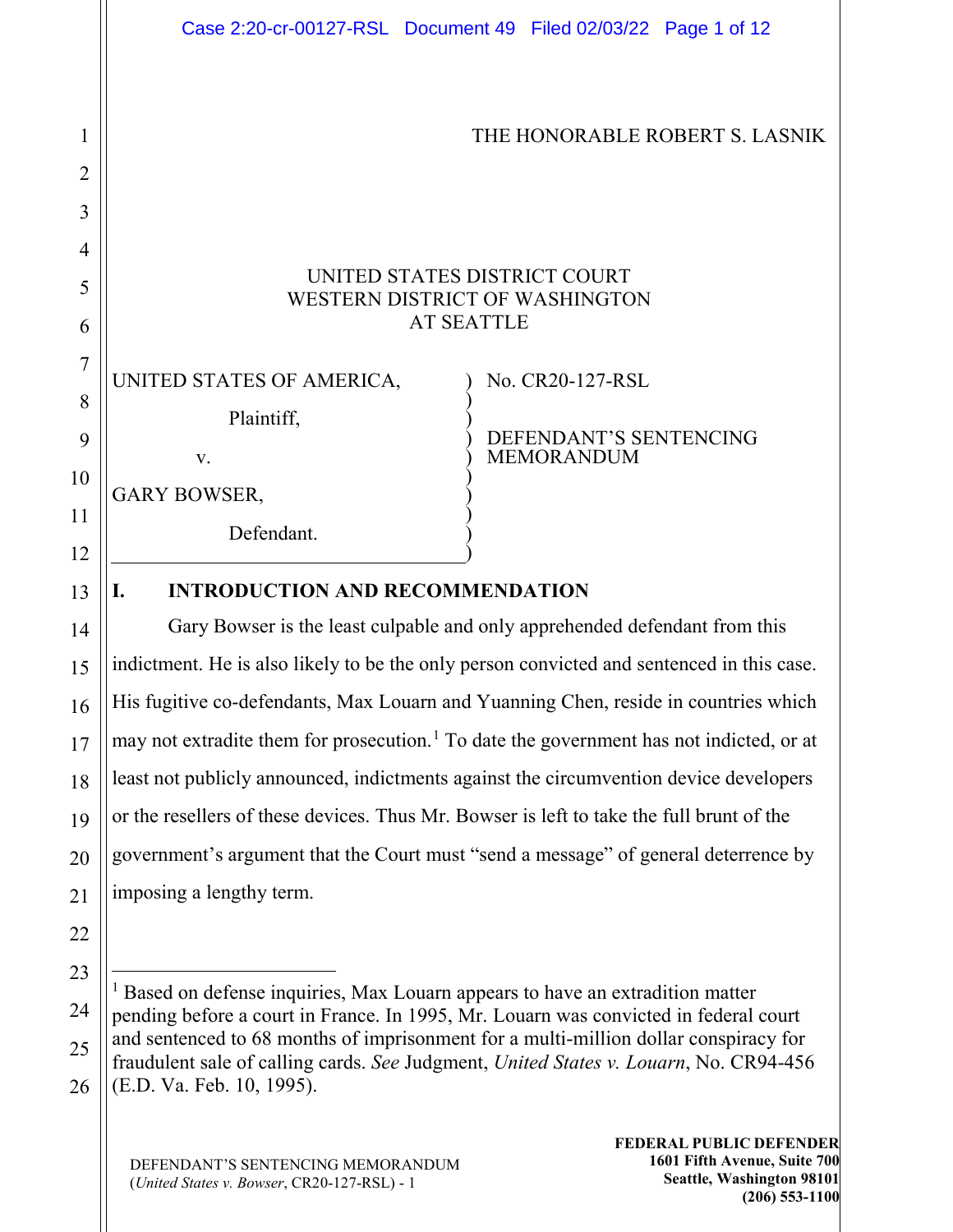THE HONORABLE ROBERT S. LASNIK

UNITED STATES DISTRICT COURT
WESTERN DISTRICT OF WASHINGTON
AT SEATTLE

| | |
|---|---|
| UNITED STATES OF AMERICA,<br><br>Plaintiff,<br><br>v.<br><br>GARY BOWSER,<br><br>Defendant. | No. CR20-127-RSL<br><br>DEFENDANT'S SENTENCING MEMORANDUM |

## I. INTRODUCTION AND RECOMMENDATION

Gary Bowser is the least culpable and only apprehended defendant from this indictment. He is also likely to be the only person convicted and sentenced in this case. His fugitive co-defendants, Max Louarn and Yuanning Chen, reside in countries which may not extradite them for prosecution.[1] To date the government has not indicted, or at least not publicly announced, indictments against the circumvention device developers or the resellers of these devices. Thus Mr. Bowser is left to take the full brunt of the government's argument that the Court must "send a message" of general deterrence by imposing a lengthy term.

---

[1] Based on defense inquiries, Max Louarn appears to have an extradition matter pending before a court in France. In 1995, Mr. Louarn was convicted in federal court and sentenced to 68 months of imprisonment for a multi-million dollar conspiracy for fraudulent sale of calling cards. *See* Judgment, *United States v. Louarn*, No. CR94-456 (E.D. Va. Feb. 10, 1995).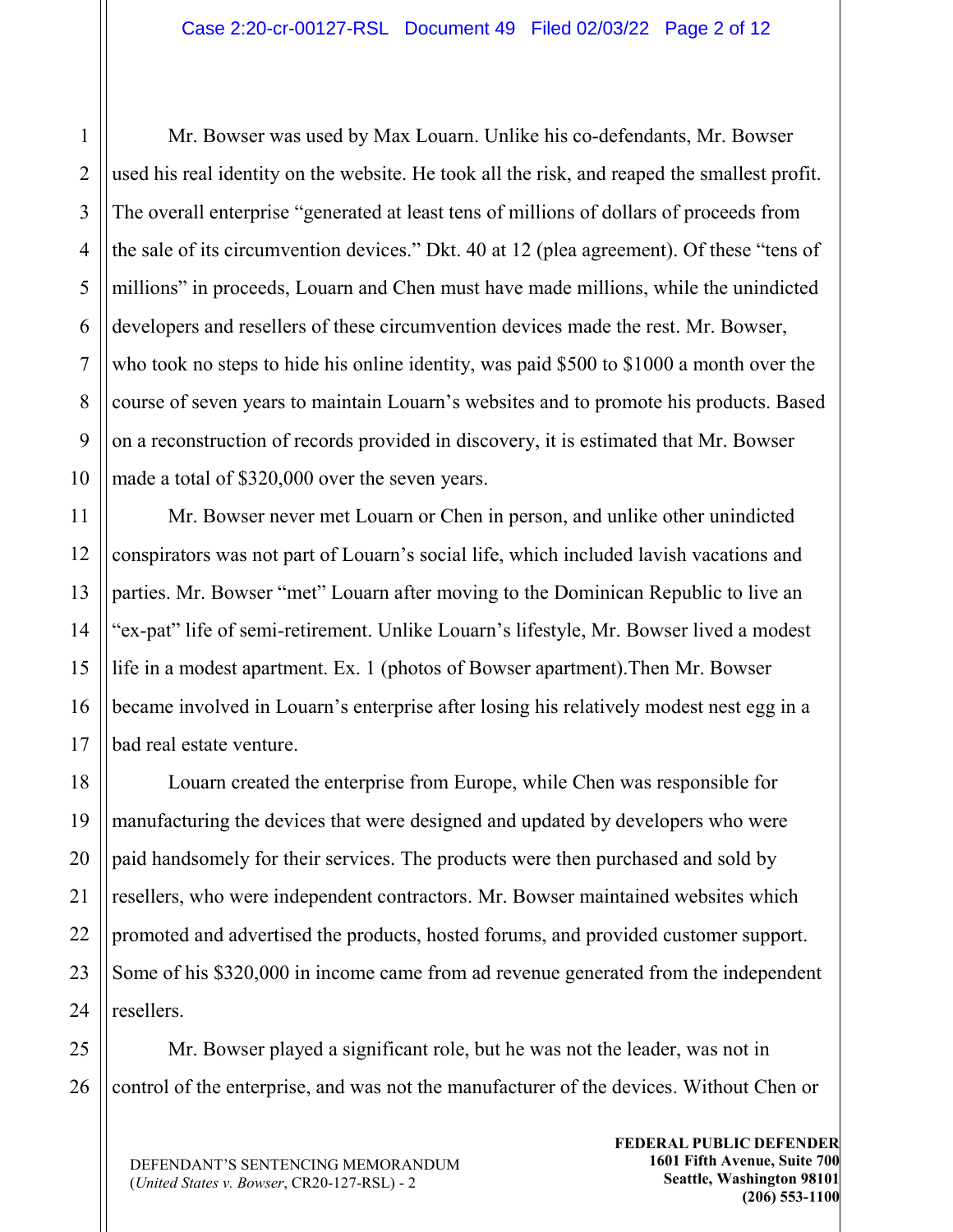Mr. Bowser was used by Max Louarn. Unlike his co-defendants, Mr. Bowser used his real identity on the website. He took all the risk, and reaped the smallest profit. The overall enterprise "generated at least tens of millions of dollars of proceeds from the sale of its circumvention devices." Dkt. 40 at 12 (plea agreement). Of these "tens of millions" in proceeds, Louarn and Chen must have made millions, while the unindicted developers and resellers of these circumvention devices made the rest. Mr. Bowser, who took no steps to hide his online identity, was paid $500 to $1000 a month over the course of seven years to maintain Louarn's websites and to promote his products. Based on a reconstruction of records provided in discovery, it is estimated that Mr. Bowser made a total of $320,000 over the seven years.

Mr. Bowser never met Louarn or Chen in person, and unlike other unindicted conspirators was not part of Louarn's social life, which included lavish vacations and parties. Mr. Bowser "met" Louarn after moving to the Dominican Republic to live an "ex-pat" life of semi-retirement. Unlike Louarn's lifestyle, Mr. Bowser lived a modest life in a modest apartment. Ex. 1 (photos of Bowser apartment).Then Mr. Bowser became involved in Louarn's enterprise after losing his relatively modest nest egg in a bad real estate venture.

Louarn created the enterprise from Europe, while Chen was responsible for manufacturing the devices that were designed and updated by developers who were paid handsomely for their services. The products were then purchased and sold by resellers, who were independent contractors. Mr. Bowser maintained websites which promoted and advertised the products, hosted forums, and provided customer support. Some of his $320,000 in income came from ad revenue generated from the independent resellers.

Mr. Bowser played a significant role, but he was not the leader, was not in control of the enterprise, and was not the manufacturer of the devices. Without Chen or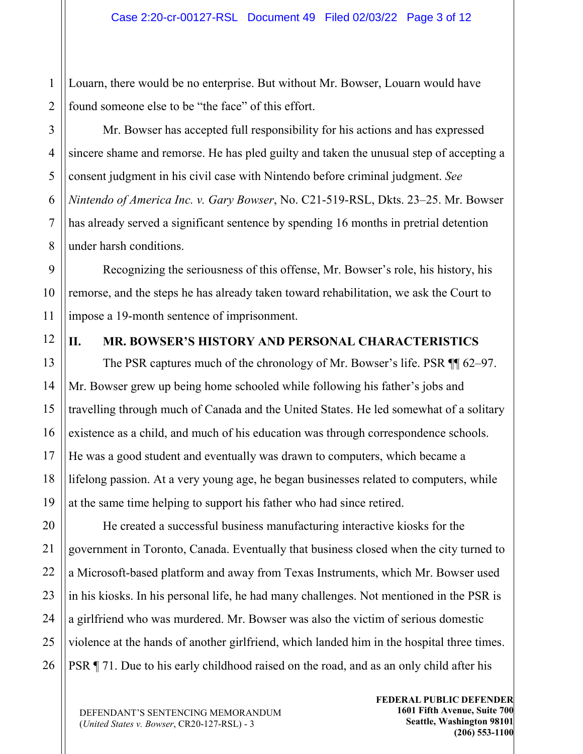Louarn, there would be no enterprise. But without Mr. Bowser, Louarn would have found someone else to be "the face" of this effort.

Mr. Bowser has accepted full responsibility for his actions and has expressed sincere shame and remorse. He has pled guilty and taken the unusual step of accepting a consent judgment in his civil case with Nintendo before criminal judgment. *See Nintendo of America Inc. v. Gary Bowser*, No. C21-519-RSL, Dkts. 23–25. Mr. Bowser has already served a significant sentence by spending 16 months in pretrial detention under harsh conditions.

Recognizing the seriousness of this offense, Mr. Bowser's role, his history, his remorse, and the steps he has already taken toward rehabilitation, we ask the Court to impose a 19-month sentence of imprisonment.

## II. MR. BOWSER'S HISTORY AND PERSONAL CHARACTERISTICS

The PSR captures much of the chronology of Mr. Bowser's life. PSR ¶¶ 62–97. Mr. Bowser grew up being home schooled while following his father's jobs and travelling through much of Canada and the United States. He led somewhat of a solitary existence as a child, and much of his education was through correspondence schools. He was a good student and eventually was drawn to computers, which became a lifelong passion. At a very young age, he began businesses related to computers, while at the same time helping to support his father who had since retired.

He created a successful business manufacturing interactive kiosks for the government in Toronto, Canada. Eventually that business closed when the city turned to a Microsoft-based platform and away from Texas Instruments, which Mr. Bowser used in his kiosks. In his personal life, he had many challenges. Not mentioned in the PSR is a girlfriend who was murdered. Mr. Bowser was also the victim of serious domestic violence at the hands of another girlfriend, which landed him in the hospital three times. PSR ¶ 71. Due to his early childhood raised on the road, and as an only child after his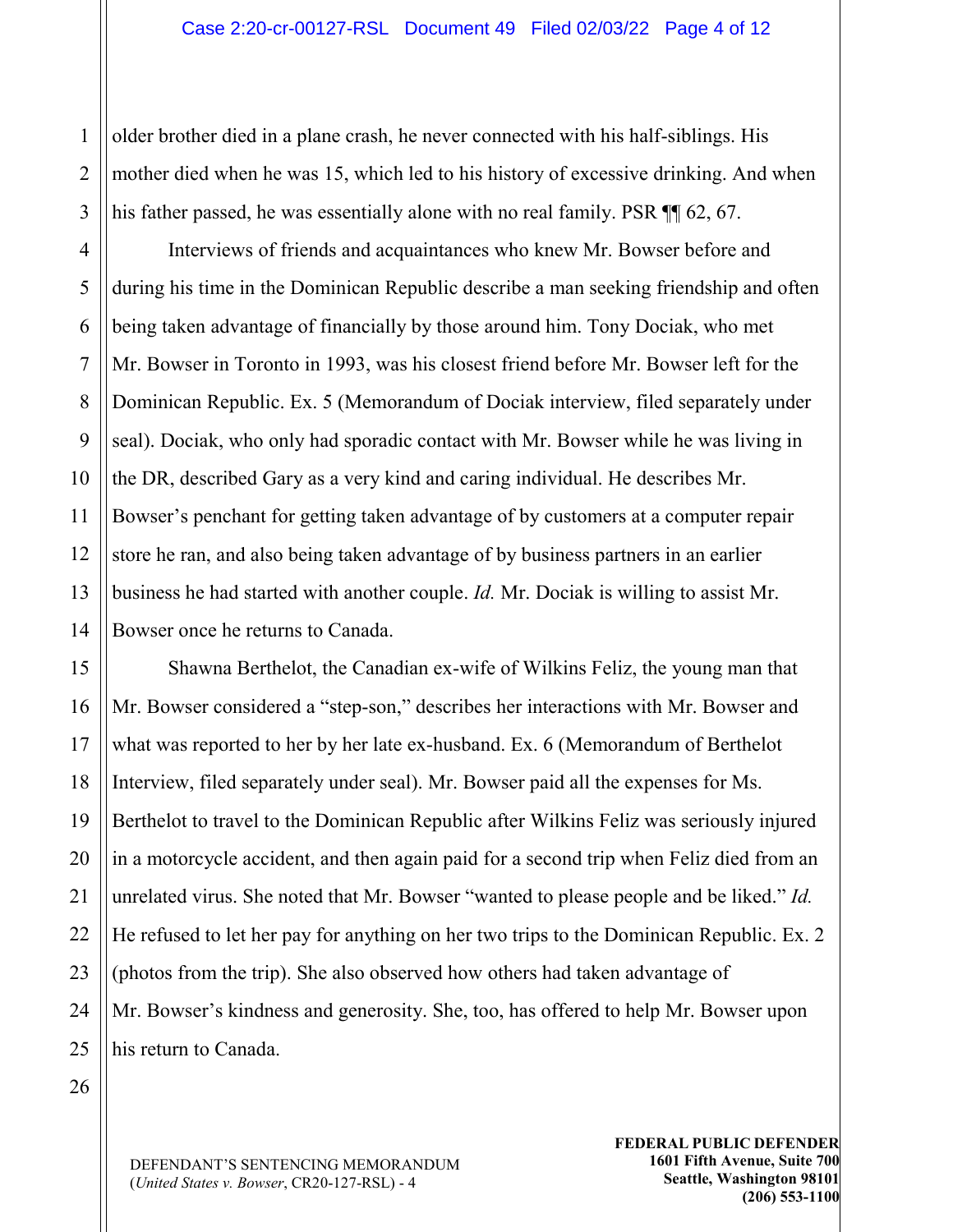older brother died in a plane crash, he never connected with his half-siblings. His mother died when he was 15, which led to his history of excessive drinking. And when his father passed, he was essentially alone with no real family. PSR ¶¶ 62, 67.

Interviews of friends and acquaintances who knew Mr. Bowser before and during his time in the Dominican Republic describe a man seeking friendship and often being taken advantage of financially by those around him. Tony Dociak, who met Mr. Bowser in Toronto in 1993, was his closest friend before Mr. Bowser left for the Dominican Republic. Ex. 5 (Memorandum of Dociak interview, filed separately under seal). Dociak, who only had sporadic contact with Mr. Bowser while he was living in the DR, described Gary as a very kind and caring individual. He describes Mr. Bowser's penchant for getting taken advantage of by customers at a computer repair store he ran, and also being taken advantage of by business partners in an earlier business he had started with another couple. *Id.* Mr. Dociak is willing to assist Mr. Bowser once he returns to Canada.

Shawna Berthelot, the Canadian ex-wife of Wilkins Feliz, the young man that Mr. Bowser considered a "step-son," describes her interactions with Mr. Bowser and what was reported to her by her late ex-husband. Ex. 6 (Memorandum of Berthelot Interview, filed separately under seal). Mr. Bowser paid all the expenses for Ms. Berthelot to travel to the Dominican Republic after Wilkins Feliz was seriously injured in a motorcycle accident, and then again paid for a second trip when Feliz died from an unrelated virus. She noted that Mr. Bowser "wanted to please people and be liked." *Id.* He refused to let her pay for anything on her two trips to the Dominican Republic. Ex. 2 (photos from the trip). She also observed how others had taken advantage of Mr. Bowser's kindness and generosity. She, too, has offered to help Mr. Bowser upon his return to Canada.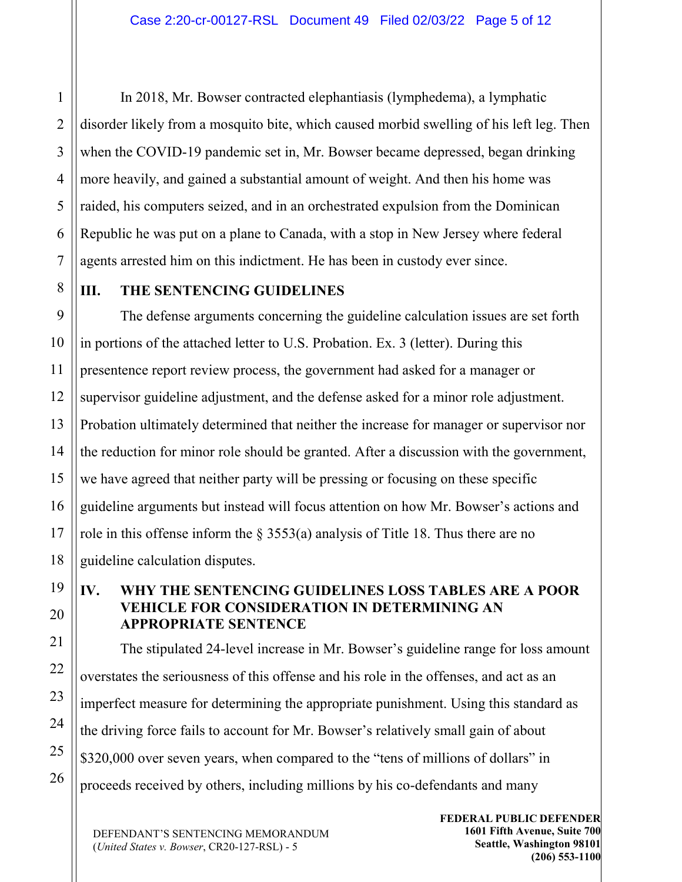In 2018, Mr. Bowser contracted elephantiasis (lymphedema), a lymphatic disorder likely from a mosquito bite, which caused morbid swelling of his left leg. Then when the COVID-19 pandemic set in, Mr. Bowser became depressed, began drinking more heavily, and gained a substantial amount of weight. And then his home was raided, his computers seized, and in an orchestrated expulsion from the Dominican Republic he was put on a plane to Canada, with a stop in New Jersey where federal agents arrested him on this indictment. He has been in custody ever since.

## III. THE SENTENCING GUIDELINES

The defense arguments concerning the guideline calculation issues are set forth in portions of the attached letter to U.S. Probation. Ex. 3 (letter). During this presentence report review process, the government had asked for a manager or supervisor guideline adjustment, and the defense asked for a minor role adjustment. Probation ultimately determined that neither the increase for manager or supervisor nor the reduction for minor role should be granted. After a discussion with the government, we have agreed that neither party will be pressing or focusing on these specific guideline arguments but instead will focus attention on how Mr. Bowser's actions and role in this offense inform the § 3553(a) analysis of Title 18. Thus there are no guideline calculation disputes.

## IV. WHY THE SENTENCING GUIDELINES LOSS TABLES ARE A POOR VEHICLE FOR CONSIDERATION IN DETERMINING AN APPROPRIATE SENTENCE

The stipulated 24-level increase in Mr. Bowser's guideline range for loss amount overstates the seriousness of this offense and his role in the offenses, and act as an imperfect measure for determining the appropriate punishment. Using this standard as the driving force fails to account for Mr. Bowser's relatively small gain of about $320,000 over seven years, when compared to the "tens of millions of dollars" in proceeds received by others, including millions by his co-defendants and many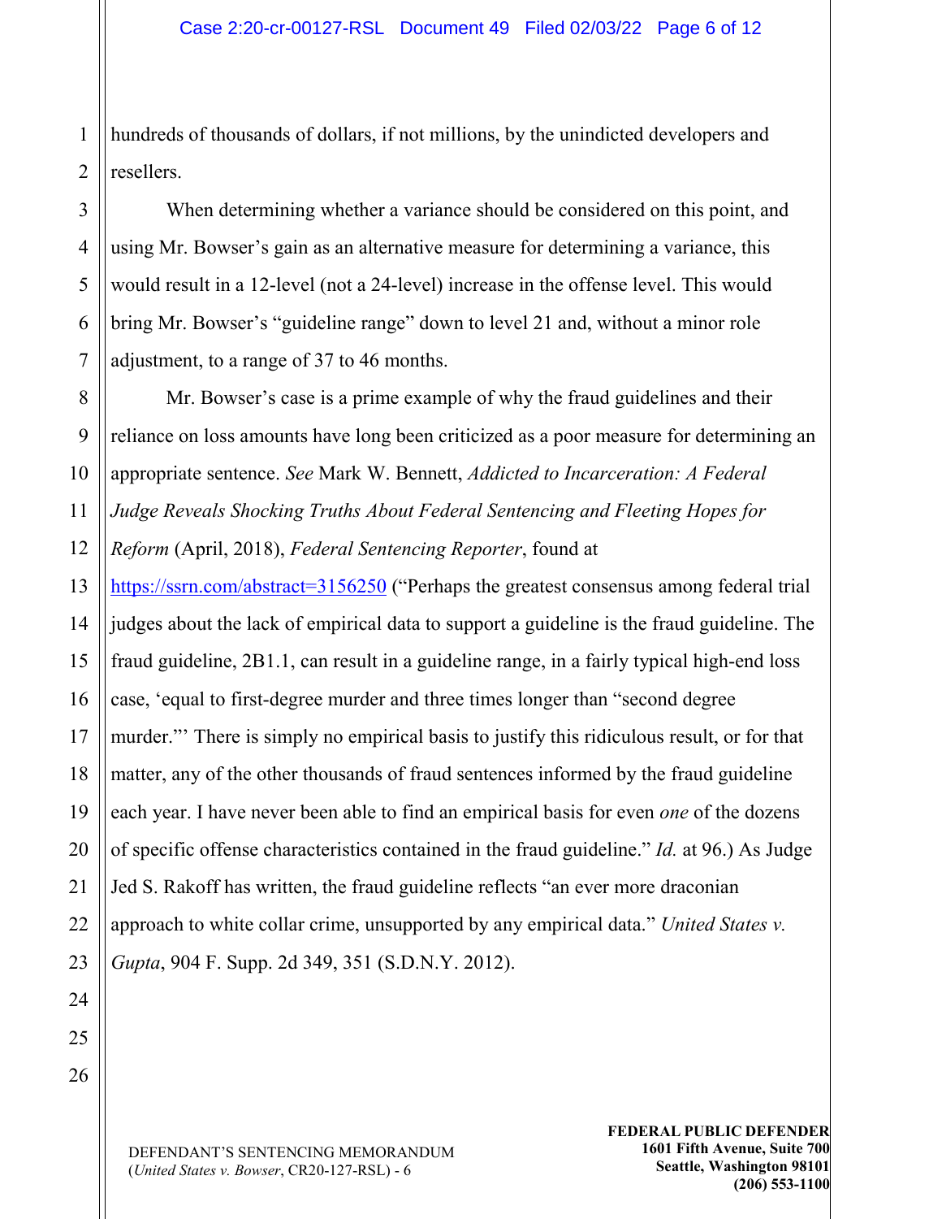hundreds of thousands of dollars, if not millions, by the unindicted developers and resellers.

When determining whether a variance should be considered on this point, and using Mr. Bowser's gain as an alternative measure for determining a variance, this would result in a 12-level (not a 24-level) increase in the offense level. This would bring Mr. Bowser's "guideline range" down to level 21 and, without a minor role adjustment, to a range of 37 to 46 months.

Mr. Bowser's case is a prime example of why the fraud guidelines and their reliance on loss amounts have long been criticized as a poor measure for determining an appropriate sentence. *See* Mark W. Bennett, *Addicted to Incarceration: A Federal Judge Reveals Shocking Truths About Federal Sentencing and Fleeting Hopes for Reform* (April, 2018), *Federal Sentencing Reporter*, found at https://ssrn.com/abstract=3156250 ("Perhaps the greatest consensus among federal trial judges about the lack of empirical data to support a guideline is the fraud guideline. The fraud guideline, 2B1.1, can result in a guideline range, in a fairly typical high-end loss case, 'equal to first-degree murder and three times longer than "second degree murder."' There is simply no empirical basis to justify this ridiculous result, or for that matter, any of the other thousands of fraud sentences informed by the fraud guideline each year. I have never been able to find an empirical basis for even *one* of the dozens of specific offense characteristics contained in the fraud guideline." *Id.* at 96.) As Judge Jed S. Rakoff has written, the fraud guideline reflects "an ever more draconian approach to white collar crime, unsupported by any empirical data." *United States v. Gupta*, 904 F. Supp. 2d 349, 351 (S.D.N.Y. 2012).

DEFENDANT'S SENTENCING MEMORANDUM
(*United States v. Bowser*, CR20-127-RSL) - 6

**FEDERAL PUBLIC DEFENDER**
**1601 Fifth Avenue, Suite 700**
**Seattle, Washington 98101**
**(206) 553-1100**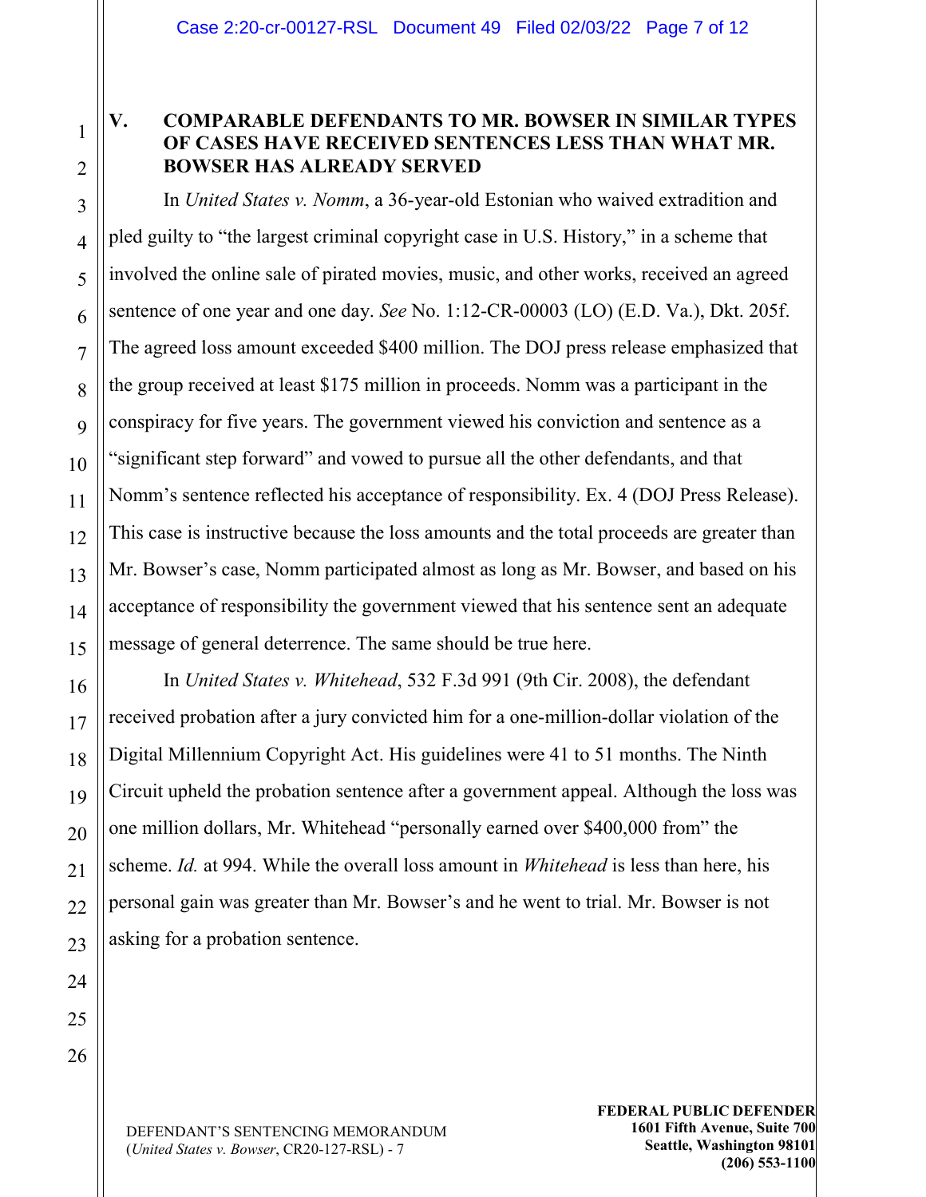## V. COMPARABLE DEFENDANTS TO MR. BOWSER IN SIMILAR TYPES OF CASES HAVE RECEIVED SENTENCES LESS THAN WHAT MR. BOWSER HAS ALREADY SERVED

In *United States v. Nomm*, a 36-year-old Estonian who waived extradition and pled guilty to "the largest criminal copyright case in U.S. History," in a scheme that involved the online sale of pirated movies, music, and other works, received an agreed sentence of one year and one day. *See* No. 1:12-CR-00003 (LO) (E.D. Va.), Dkt. 205f. The agreed loss amount exceeded $400 million. The DOJ press release emphasized that the group received at least $175 million in proceeds. Nomm was a participant in the conspiracy for five years. The government viewed his conviction and sentence as a "significant step forward" and vowed to pursue all the other defendants, and that Nomm's sentence reflected his acceptance of responsibility. Ex. 4 (DOJ Press Release). This case is instructive because the loss amounts and the total proceeds are greater than Mr. Bowser's case, Nomm participated almost as long as Mr. Bowser, and based on his acceptance of responsibility the government viewed that his sentence sent an adequate message of general deterrence. The same should be true here.

In *United States v. Whitehead*, 532 F.3d 991 (9th Cir. 2008), the defendant received probation after a jury convicted him for a one-million-dollar violation of the Digital Millennium Copyright Act. His guidelines were 41 to 51 months. The Ninth Circuit upheld the probation sentence after a government appeal. Although the loss was one million dollars, Mr. Whitehead "personally earned over $400,000 from" the scheme. *Id.* at 994. While the overall loss amount in *Whitehead* is less than here, his personal gain was greater than Mr. Bowser's and he went to trial. Mr. Bowser is not asking for a probation sentence.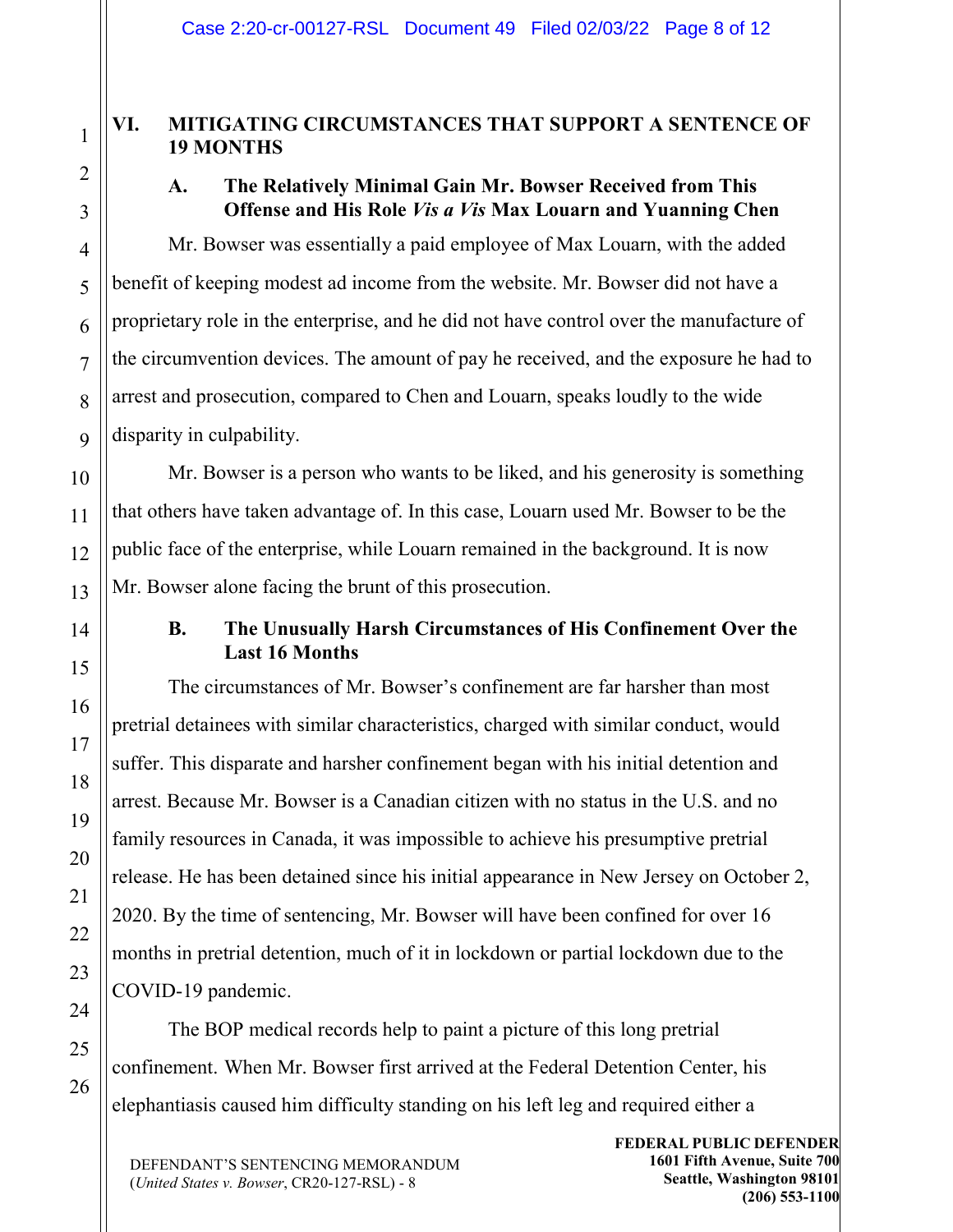## VI. MITIGATING CIRCUMSTANCES THAT SUPPORT A SENTENCE OF 19 MONTHS

### A. The Relatively Minimal Gain Mr. Bowser Received from This Offense and His Role *Vis a Vis* Max Louarn and Yuanning Chen

Mr. Bowser was essentially a paid employee of Max Louarn, with the added benefit of keeping modest ad income from the website. Mr. Bowser did not have a proprietary role in the enterprise, and he did not have control over the manufacture of the circumvention devices. The amount of pay he received, and the exposure he had to arrest and prosecution, compared to Chen and Louarn, speaks loudly to the wide disparity in culpability.

Mr. Bowser is a person who wants to be liked, and his generosity is something that others have taken advantage of. In this case, Louarn used Mr. Bowser to be the public face of the enterprise, while Louarn remained in the background. It is now Mr. Bowser alone facing the brunt of this prosecution.

### B. The Unusually Harsh Circumstances of His Confinement Over the Last 16 Months

The circumstances of Mr. Bowser's confinement are far harsher than most pretrial detainees with similar characteristics, charged with similar conduct, would suffer. This disparate and harsher confinement began with his initial detention and arrest. Because Mr. Bowser is a Canadian citizen with no status in the U.S. and no family resources in Canada, it was impossible to achieve his presumptive pretrial release. He has been detained since his initial appearance in New Jersey on October 2, 2020. By the time of sentencing, Mr. Bowser will have been confined for over 16 months in pretrial detention, much of it in lockdown or partial lockdown due to the COVID-19 pandemic.

The BOP medical records help to paint a picture of this long pretrial confinement. When Mr. Bowser first arrived at the Federal Detention Center, his elephantiasis caused him difficulty standing on his left leg and required either a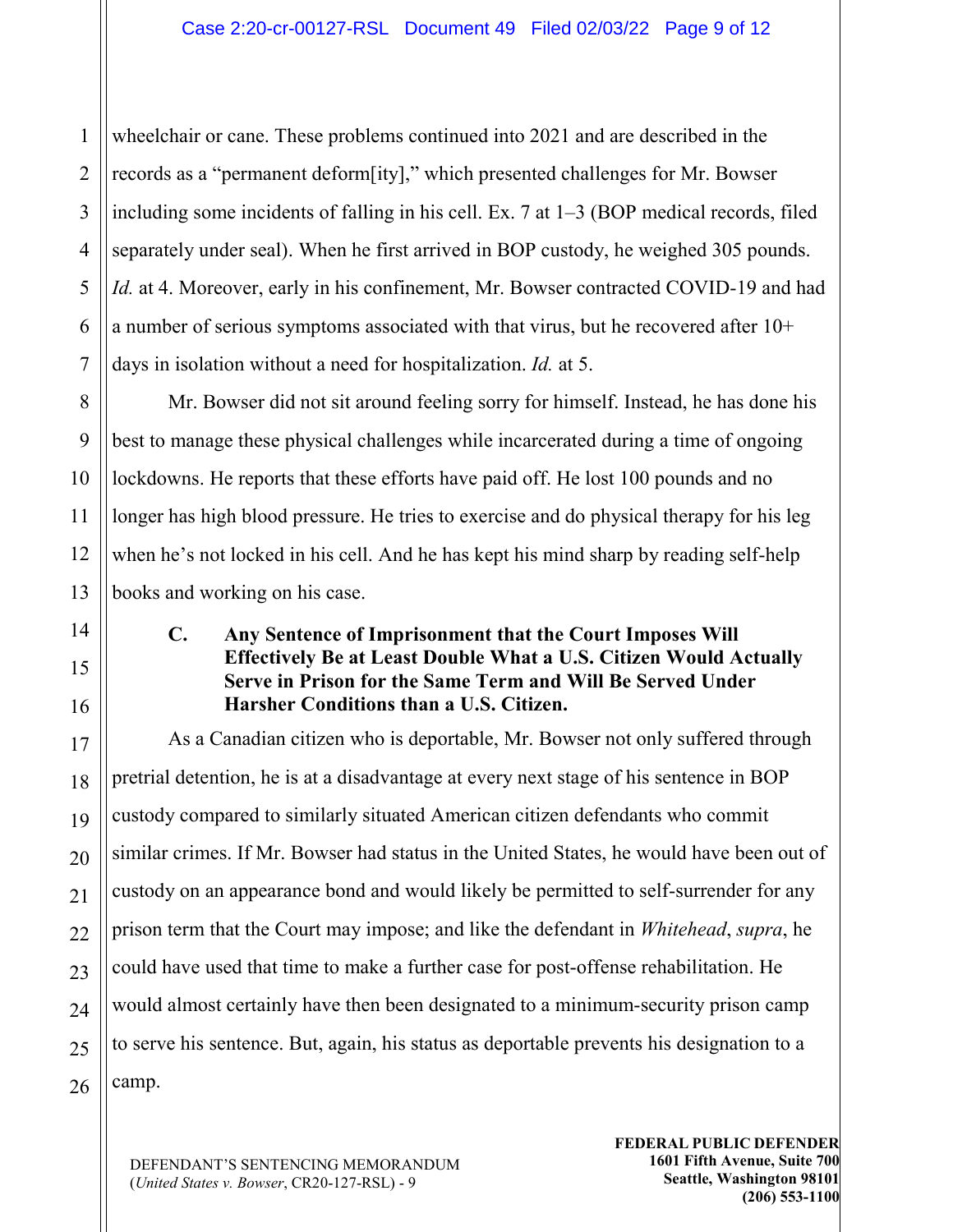wheelchair or cane. These problems continued into 2021 and are described in the records as a "permanent deform[ity]," which presented challenges for Mr. Bowser including some incidents of falling in his cell. Ex. 7 at 1–3 (BOP medical records, filed separately under seal). When he first arrived in BOP custody, he weighed 305 pounds. *Id.* at 4. Moreover, early in his confinement, Mr. Bowser contracted COVID-19 and had a number of serious symptoms associated with that virus, but he recovered after 10+ days in isolation without a need for hospitalization. *Id.* at 5.

Mr. Bowser did not sit around feeling sorry for himself. Instead, he has done his best to manage these physical challenges while incarcerated during a time of ongoing lockdowns. He reports that these efforts have paid off. He lost 100 pounds and no longer has high blood pressure. He tries to exercise and do physical therapy for his leg when he's not locked in his cell. And he has kept his mind sharp by reading self-help books and working on his case.

### C. Any Sentence of Imprisonment that the Court Imposes Will Effectively Be at Least Double What a U.S. Citizen Would Actually Serve in Prison for the Same Term and Will Be Served Under Harsher Conditions than a U.S. Citizen.

As a Canadian citizen who is deportable, Mr. Bowser not only suffered through pretrial detention, he is at a disadvantage at every next stage of his sentence in BOP custody compared to similarly situated American citizen defendants who commit similar crimes. If Mr. Bowser had status in the United States, he would have been out of custody on an appearance bond and would likely be permitted to self-surrender for any prison term that the Court may impose; and like the defendant in *Whitehead*, *supra*, he could have used that time to make a further case for post-offense rehabilitation. He would almost certainly have then been designated to a minimum-security prison camp to serve his sentence. But, again, his status as deportable prevents his designation to a camp.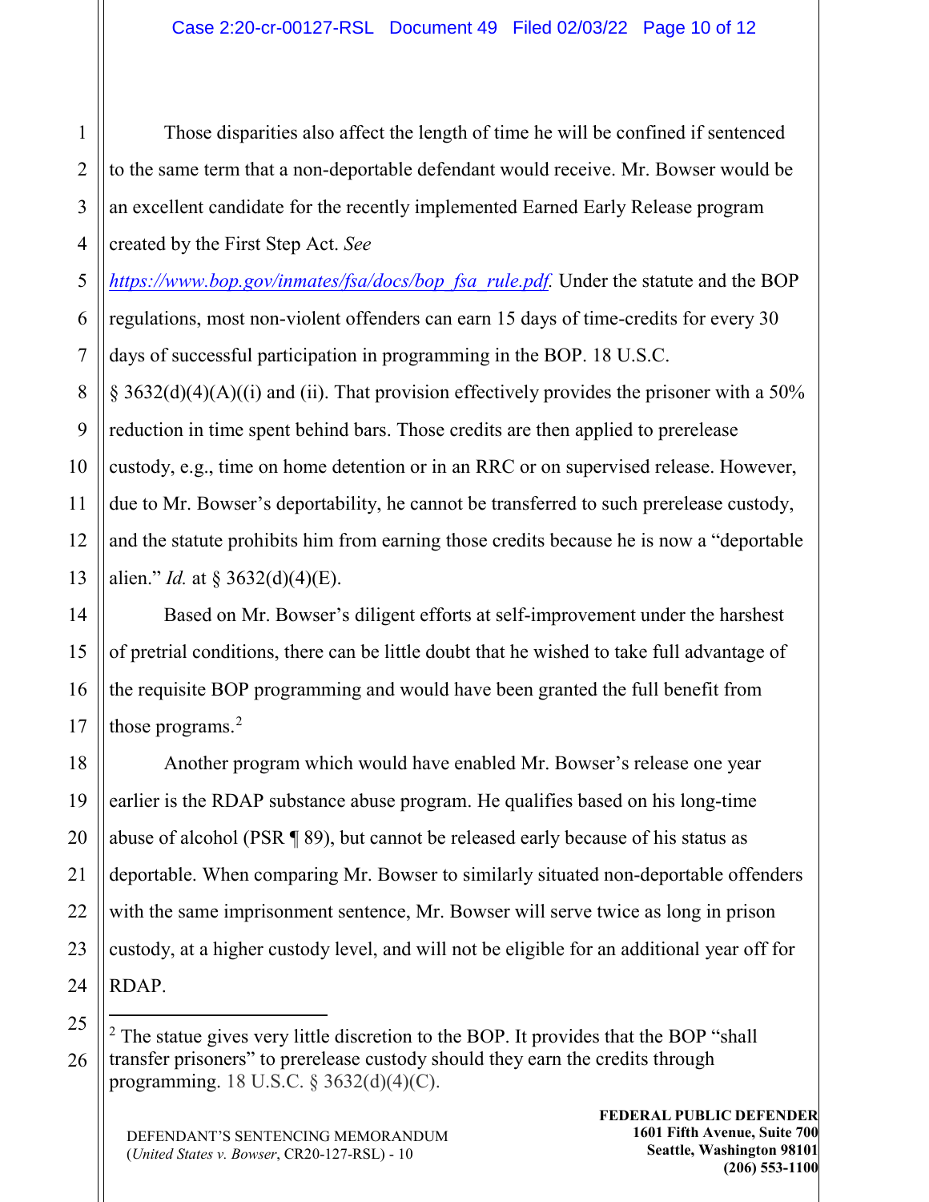Those disparities also affect the length of time he will be confined if sentenced to the same term that a non-deportable defendant would receive. Mr. Bowser would be an excellent candidate for the recently implemented Earned Early Release program created by the First Step Act. *See* https://www.bop.gov/inmates/fsa/docs/bop_fsa_rule.pdf. Under the statute and the BOP regulations, most non-violent offenders can earn 15 days of time-credits for every 30 days of successful participation in programming in the BOP. 18 U.S.C. § 3632(d)(4)(A)((i) and (ii). That provision effectively provides the prisoner with a 50% reduction in time spent behind bars. Those credits are then applied to prerelease custody, e.g., time on home detention or in an RRC or on supervised release. However, due to Mr. Bowser's deportability, he cannot be transferred to such prerelease custody, and the statute prohibits him from earning those credits because he is now a "deportable alien." *Id.* at § 3632(d)(4)(E).

Based on Mr. Bowser's diligent efforts at self-improvement under the harshest of pretrial conditions, there can be little doubt that he wished to take full advantage of the requisite BOP programming and would have been granted the full benefit from those programs.[2]

Another program which would have enabled Mr. Bowser's release one year earlier is the RDAP substance abuse program. He qualifies based on his long-time abuse of alcohol (PSR ¶ 89), but cannot be released early because of his status as deportable. When comparing Mr. Bowser to similarly situated non-deportable offenders with the same imprisonment sentence, Mr. Bowser will serve twice as long in prison custody, at a higher custody level, and will not be eligible for an additional year off for RDAP.

---

[2] The statue gives very little discretion to the BOP. It provides that the BOP "shall transfer prisoners" to prerelease custody should they earn the credits through programming. 18 U.S.C. § 3632(d)(4)(C).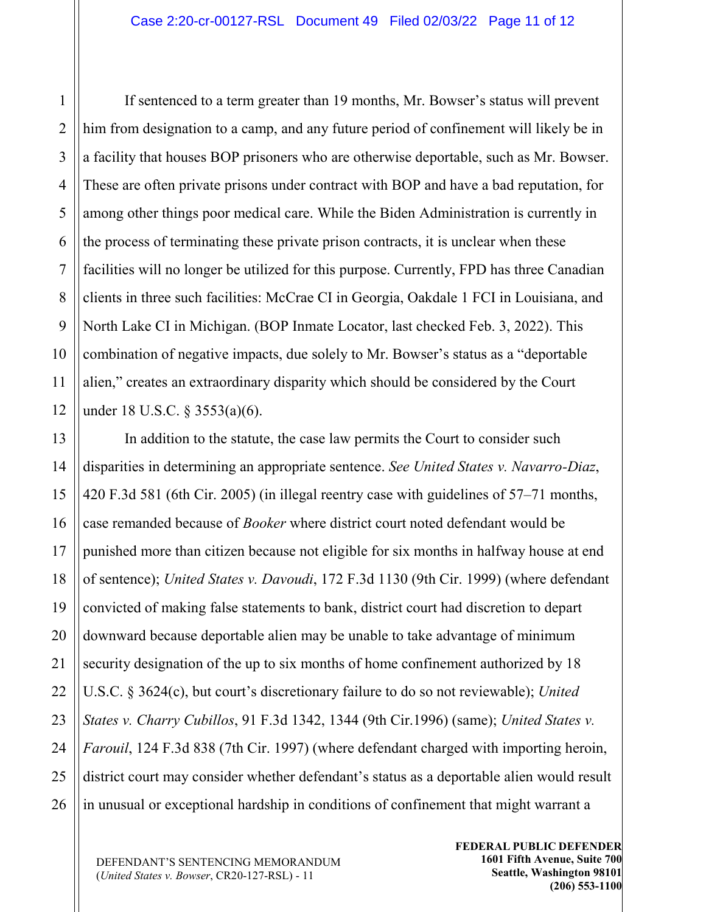If sentenced to a term greater than 19 months, Mr. Bowser's status will prevent him from designation to a camp, and any future period of confinement will likely be in a facility that houses BOP prisoners who are otherwise deportable, such as Mr. Bowser. These are often private prisons under contract with BOP and have a bad reputation, for among other things poor medical care. While the Biden Administration is currently in the process of terminating these private prison contracts, it is unclear when these facilities will no longer be utilized for this purpose. Currently, FPD has three Canadian clients in three such facilities: McCrae CI in Georgia, Oakdale 1 FCI in Louisiana, and North Lake CI in Michigan. (BOP Inmate Locator, last checked Feb. 3, 2022). This combination of negative impacts, due solely to Mr. Bowser's status as a "deportable alien," creates an extraordinary disparity which should be considered by the Court under 18 U.S.C. § 3553(a)(6).

In addition to the statute, the case law permits the Court to consider such disparities in determining an appropriate sentence. *See United States v. Navarro-Diaz*, 420 F.3d 581 (6th Cir. 2005) (in illegal reentry case with guidelines of 57–71 months, case remanded because of *Booker* where district court noted defendant would be punished more than citizen because not eligible for six months in halfway house at end of sentence); *United States v. Davoudi*, 172 F.3d 1130 (9th Cir. 1999) (where defendant convicted of making false statements to bank, district court had discretion to depart downward because deportable alien may be unable to take advantage of minimum security designation of the up to six months of home confinement authorized by 18 U.S.C. § 3624(c), but court's discretionary failure to do so not reviewable); *United States v. Charry Cubillos*, 91 F.3d 1342, 1344 (9th Cir.1996) (same); *United States v. Farouil*, 124 F.3d 838 (7th Cir. 1997) (where defendant charged with importing heroin, district court may consider whether defendant's status as a deportable alien would result in unusual or exceptional hardship in conditions of confinement that might warrant a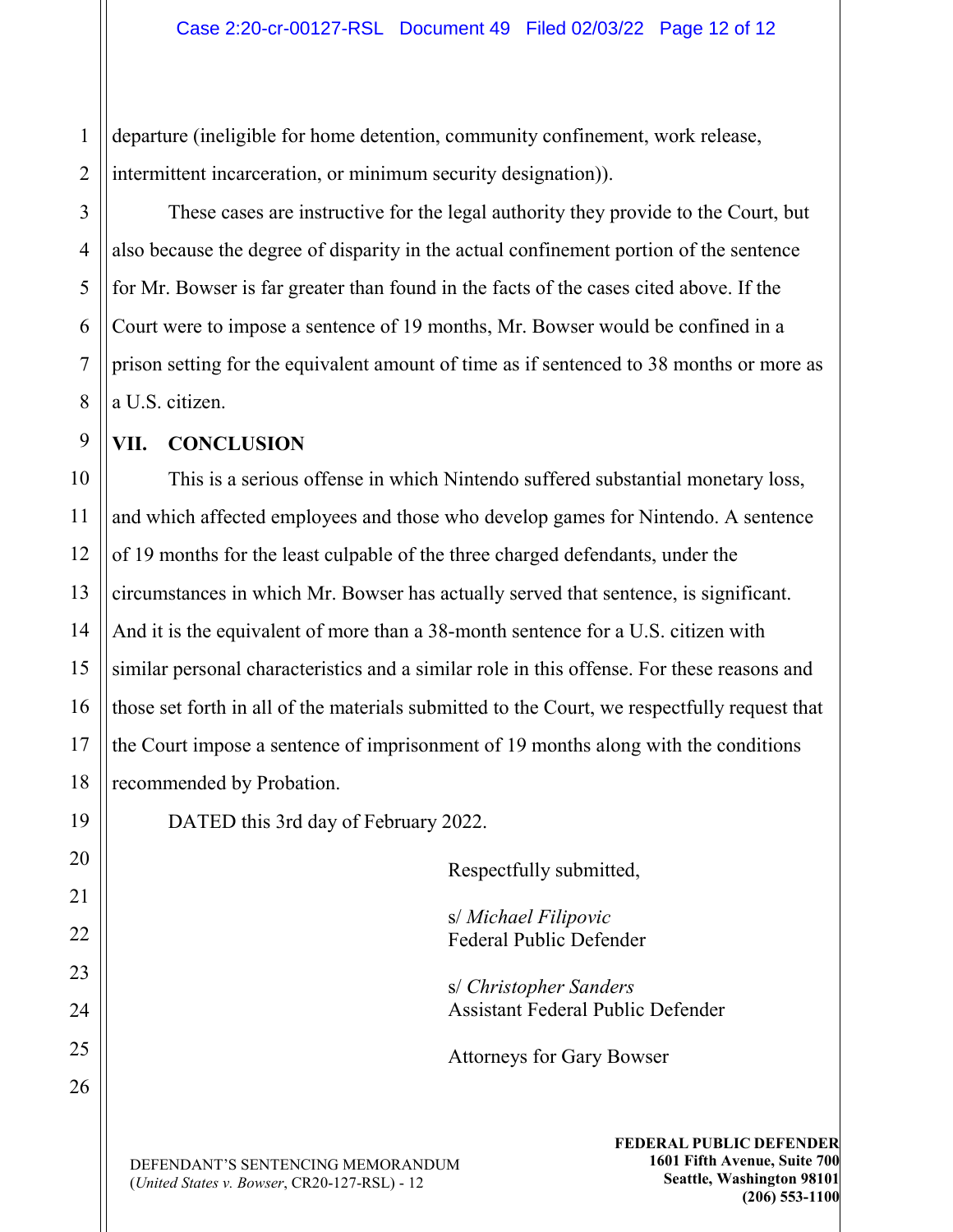departure (ineligible for home detention, community confinement, work release, intermittent incarceration, or minimum security designation)).

These cases are instructive for the legal authority they provide to the Court, but also because the degree of disparity in the actual confinement portion of the sentence for Mr. Bowser is far greater than found in the facts of the cases cited above. If the Court were to impose a sentence of 19 months, Mr. Bowser would be confined in a prison setting for the equivalent amount of time as if sentenced to 38 months or more as a U.S. citizen.

## VII. CONCLUSION

This is a serious offense in which Nintendo suffered substantial monetary loss, and which affected employees and those who develop games for Nintendo. A sentence of 19 months for the least culpable of the three charged defendants, under the circumstances in which Mr. Bowser has actually served that sentence, is significant. And it is the equivalent of more than a 38-month sentence for a U.S. citizen with similar personal characteristics and a similar role in this offense. For these reasons and those set forth in all of the materials submitted to the Court, we respectfully request that the Court impose a sentence of imprisonment of 19 months along with the conditions recommended by Probation.

DATED this 3rd day of February 2022.

Respectfully submitted,

s/ *Michael Filipovic*
Federal Public Defender

s/ *Christopher Sanders*
Assistant Federal Public Defender

Attorneys for Gary Bowser

DEFENDANT'S SENTENCING MEMORANDUM
(*United States v. Bowser*, CR20-127-RSL) - 12

**FEDERAL PUBLIC DEFENDER**
**1601 Fifth Avenue, Suite 700**
**Seattle, Washington 98101**
**(206) 553-1100**